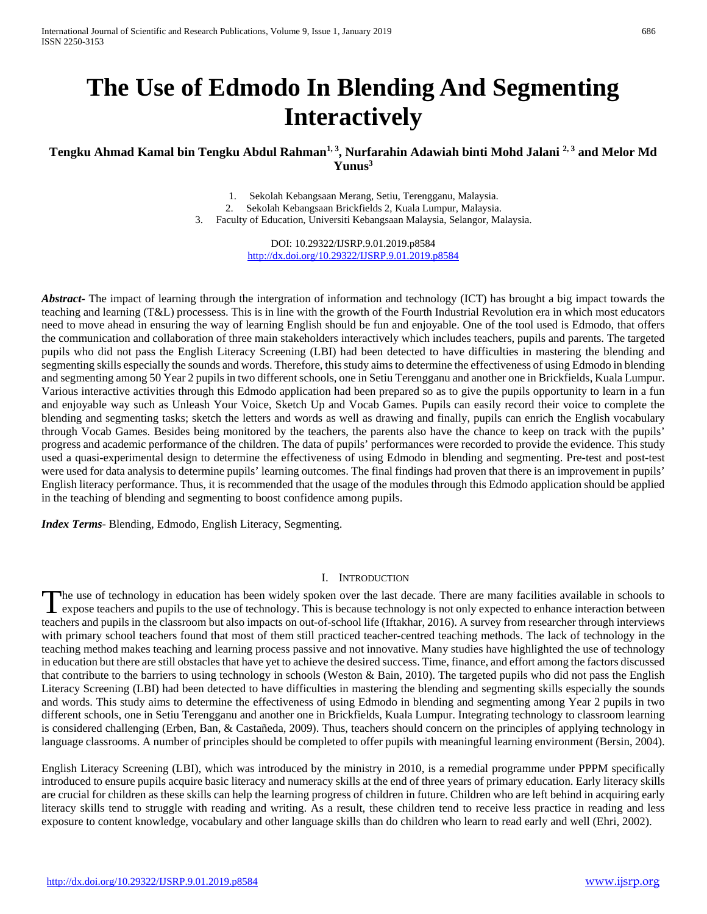# The Use of Edmodo In Blending And Segmenting Interactively

**Tengku Ahmad Kamal bin Tengku Abdul Rahman[1, 3], Nurfarahin Adawiah binti Mohd Jalani [2, 3] and Melor Md Yunus[3]**

1. Sekolah Kebangsaan Merang, Setiu, Terengganu, Malaysia.
2. Sekolah Kebangsaan Brickfields 2, Kuala Lumpur, Malaysia.
3. Faculty of Education, Universiti Kebangsaan Malaysia, Selangor, Malaysia.

DOI: 10.29322/IJSRP.9.01.2019.p8584
http://dx.doi.org/10.29322/IJSRP.9.01.2019.p8584

***Abstract***- The impact of learning through the intergration of information and technology (ICT) has brought a big impact towards the teaching and learning (T&L) processess. This is in line with the growth of the Fourth Industrial Revolution era in which most educators need to move ahead in ensuring the way of learning English should be fun and enjoyable. One of the tool used is Edmodo, that offers the communication and collaboration of three main stakeholders interactively which includes teachers, pupils and parents. The targeted pupils who did not pass the English Literacy Screening (LBI) had been detected to have difficulties in mastering the blending and segmenting skills especially the sounds and words. Therefore, this study aims to determine the effectiveness of using Edmodo in blending and segmenting among 50 Year 2 pupils in two different schools, one in Setiu Terengganu and another one in Brickfields, Kuala Lumpur. Various interactive activities through this Edmodo application had been prepared so as to give the pupils opportunity to learn in a fun and enjoyable way such as Unleash Your Voice, Sketch Up and Vocab Games. Pupils can easily record their voice to complete the blending and segmenting tasks; sketch the letters and words as well as drawing and finally, pupils can enrich the English vocabulary through Vocab Games. Besides being monitored by the teachers, the parents also have the chance to keep on track with the pupils' progress and academic performance of the children. The data of pupils' performances were recorded to provide the evidence. This study used a quasi-experimental design to determine the effectiveness of using Edmodo in blending and segmenting. Pre-test and post-test were used for data analysis to determine pupils' learning outcomes. The final findings had proven that there is an improvement in pupils' English literacy performance. Thus, it is recommended that the usage of the modules through this Edmodo application should be applied in the teaching of blending and segmenting to boost confidence among pupils.

***Index Terms***- Blending, Edmodo, English Literacy, Segmenting.

## I. Introduction

The use of technology in education has been widely spoken over the last decade. There are many facilities available in schools to expose teachers and pupils to the use of technology. This is because technology is not only expected to enhance interaction between teachers and pupils in the classroom but also impacts on out-of-school life (Iftakhar, 2016). A survey from researcher through interviews with primary school teachers found that most of them still practiced teacher-centred teaching methods. The lack of technology in the teaching method makes teaching and learning process passive and not innovative. Many studies have highlighted the use of technology in education but there are still obstacles that have yet to achieve the desired success. Time, finance, and effort among the factors discussed that contribute to the barriers to using technology in schools (Weston & Bain, 2010). The targeted pupils who did not pass the English Literacy Screening (LBI) had been detected to have difficulties in mastering the blending and segmenting skills especially the sounds and words. This study aims to determine the effectiveness of using Edmodo in blending and segmenting among Year 2 pupils in two different schools, one in Setiu Terengganu and another one in Brickfields, Kuala Lumpur. Integrating technology to classroom learning is considered challenging (Erben, Ban, & Castañeda, 2009). Thus, teachers should concern on the principles of applying technology in language classrooms. A number of principles should be completed to offer pupils with meaningful learning environment (Bersin, 2004).

English Literacy Screening (LBI), which was introduced by the ministry in 2010, is a remedial programme under PPPM specifically introduced to ensure pupils acquire basic literacy and numeracy skills at the end of three years of primary education. Early literacy skills are crucial for children as these skills can help the learning progress of children in future. Children who are left behind in acquiring early literacy skills tend to struggle with reading and writing. As a result, these children tend to receive less practice in reading and less exposure to content knowledge, vocabulary and other language skills than do children who learn to read early and well (Ehri, 2002).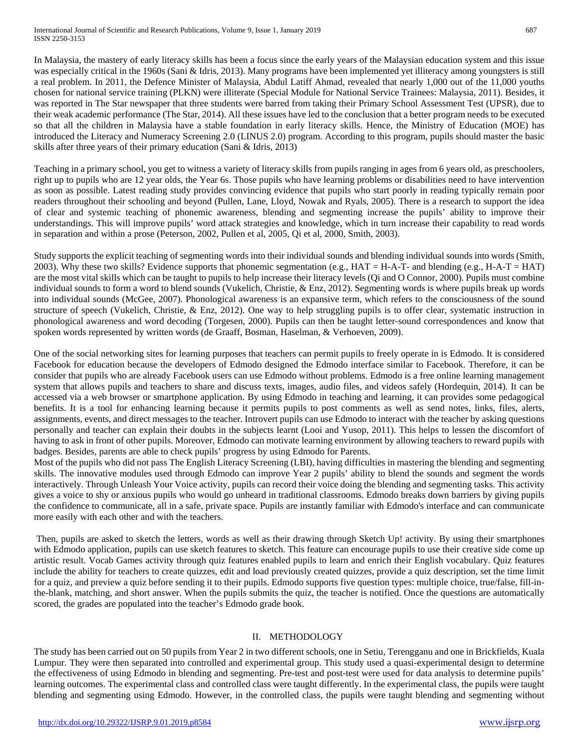In Malaysia, the mastery of early literacy skills has been a focus since the early years of the Malaysian education system and this issue was especially critical in the 1960s (Sani & Idris, 2013). Many programs have been implemented yet illiteracy among youngsters is still a real problem. In 2011, the Defence Minister of Malaysia, Abdul Latiff Ahmad, revealed that nearly 1,000 out of the 11,000 youths chosen for national service training (PLKN) were illiterate (Special Module for National Service Trainees: Malaysia, 2011). Besides, it was reported in The Star newspaper that three students were barred from taking their Primary School Assessment Test (UPSR), due to their weak academic performance (The Star, 2014). All these issues have led to the conclusion that a better program needs to be executed so that all the children in Malaysia have a stable foundation in early literacy skills. Hence, the Ministry of Education (MOE) has introduced the Literacy and Numeracy Screening 2.0 (LINUS 2.0) program. According to this program, pupils should master the basic skills after three years of their primary education (Sani & Idris, 2013)

Teaching in a primary school, you get to witness a variety of literacy skills from pupils ranging in ages from 6 years old, as preschoolers, right up to pupils who are 12 year olds, the Year 6s. Those pupils who have learning problems or disabilities need to have intervention as soon as possible. Latest reading study provides convincing evidence that pupils who start poorly in reading typically remain poor readers throughout their schooling and beyond (Pullen, Lane, Lloyd, Nowak and Ryals, 2005). There is a research to support the idea of clear and systemic teaching of phonemic awareness, blending and segmenting increase the pupils' ability to improve their understandings. This will improve pupils' word attack strategies and knowledge, which in turn increase their capability to read words in separation and within a prose (Peterson, 2002, Pullen et al, 2005, Qi et al, 2000, Smith, 2003).

Study supports the explicit teaching of segmenting words into their individual sounds and blending individual sounds into words (Smith, 2003). Why these two skills? Evidence supports that phonemic segmentation (e.g., HAT = H-A-T- and blending (e.g., H-A-T = HAT) are the most vital skills which can be taught to pupils to help increase their literacy levels (Qi and O Connor, 2000). Pupils must combine individual sounds to form a word to blend sounds (Vukelich, Christie, & Enz, 2012). Segmenting words is where pupils break up words into individual sounds (McGee, 2007). Phonological awareness is an expansive term, which refers to the consciousness of the sound structure of speech (Vukelich, Christie, & Enz, 2012). One way to help struggling pupils is to offer clear, systematic instruction in phonological awareness and word decoding (Torgesen, 2000). Pupils can then be taught letter-sound correspondences and know that spoken words represented by written words (de Graaff, Bosman, Haselman, & Verhoeven, 2009).

One of the social networking sites for learning purposes that teachers can permit pupils to freely operate in is Edmodo. It is considered Facebook for education because the developers of Edmodo designed the Edmodo interface similar to Facebook. Therefore, it can be consider that pupils who are already Facebook users can use Edmodo without problems. Edmodo is a free online learning management system that allows pupils and teachers to share and discuss texts, images, audio files, and videos safely (Hordequin, 2014). It can be accessed via a web browser or smartphone application. By using Edmodo in teaching and learning, it can provides some pedagogical benefits. It is a tool for enhancing learning because it permits pupils to post comments as well as send notes, links, files, alerts, assignments, events, and direct messages to the teacher. Introvert pupils can use Edmodo to interact with the teacher by asking questions personally and teacher can explain their doubts in the subjects learnt (Looi and Yusop, 2011). This helps to lessen the discomfort of having to ask in front of other pupils. Moreover, Edmodo can motivate learning environment by allowing teachers to reward pupils with badges. Besides, parents are able to check pupils' progress by using Edmodo for Parents.

Most of the pupils who did not pass The English Literacy Screening (LBI), having difficulties in mastering the blending and segmenting skills. The innovative modules used through Edmodo can improve Year 2 pupils' ability to blend the sounds and segment the words interactively. Through Unleash Your Voice activity, pupils can record their voice doing the blending and segmenting tasks. This activity gives a voice to shy or anxious pupils who would go unheard in traditional classrooms. Edmodo breaks down barriers by giving pupils the confidence to communicate, all in a safe, private space. Pupils are instantly familiar with Edmodo's interface and can communicate more easily with each other and with the teachers.

Then, pupils are asked to sketch the letters, words as well as their drawing through Sketch Up! activity. By using their smartphones with Edmodo application, pupils can use sketch features to sketch. This feature can encourage pupils to use their creative side come up artistic result. Vocab Games activity through quiz features enabled pupils to learn and enrich their English vocabulary. Quiz features include the ability for teachers to create quizzes, edit and load previously created quizzes, provide a quiz description, set the time limit for a quiz, and preview a quiz before sending it to their pupils. Edmodo supports five question types: multiple choice, true/false, fill-in-the-blank, matching, and short answer. When the pupils submits the quiz, the teacher is notified. Once the questions are automatically scored, the grades are populated into the teacher's Edmodo grade book.

## II. METHODOLOGY

The study has been carried out on 50 pupils from Year 2 in two different schools, one in Setiu, Terengganu and one in Brickfields, Kuala Lumpur. They were then separated into controlled and experimental group. This study used a quasi-experimental design to determine the effectiveness of using Edmodo in blending and segmenting. Pre-test and post-test were used for data analysis to determine pupils' learning outcomes. The experimental class and controlled class were taught differently. In the experimental class, the pupils were taught blending and segmenting using Edmodo. However, in the controlled class, the pupils were taught blending and segmenting without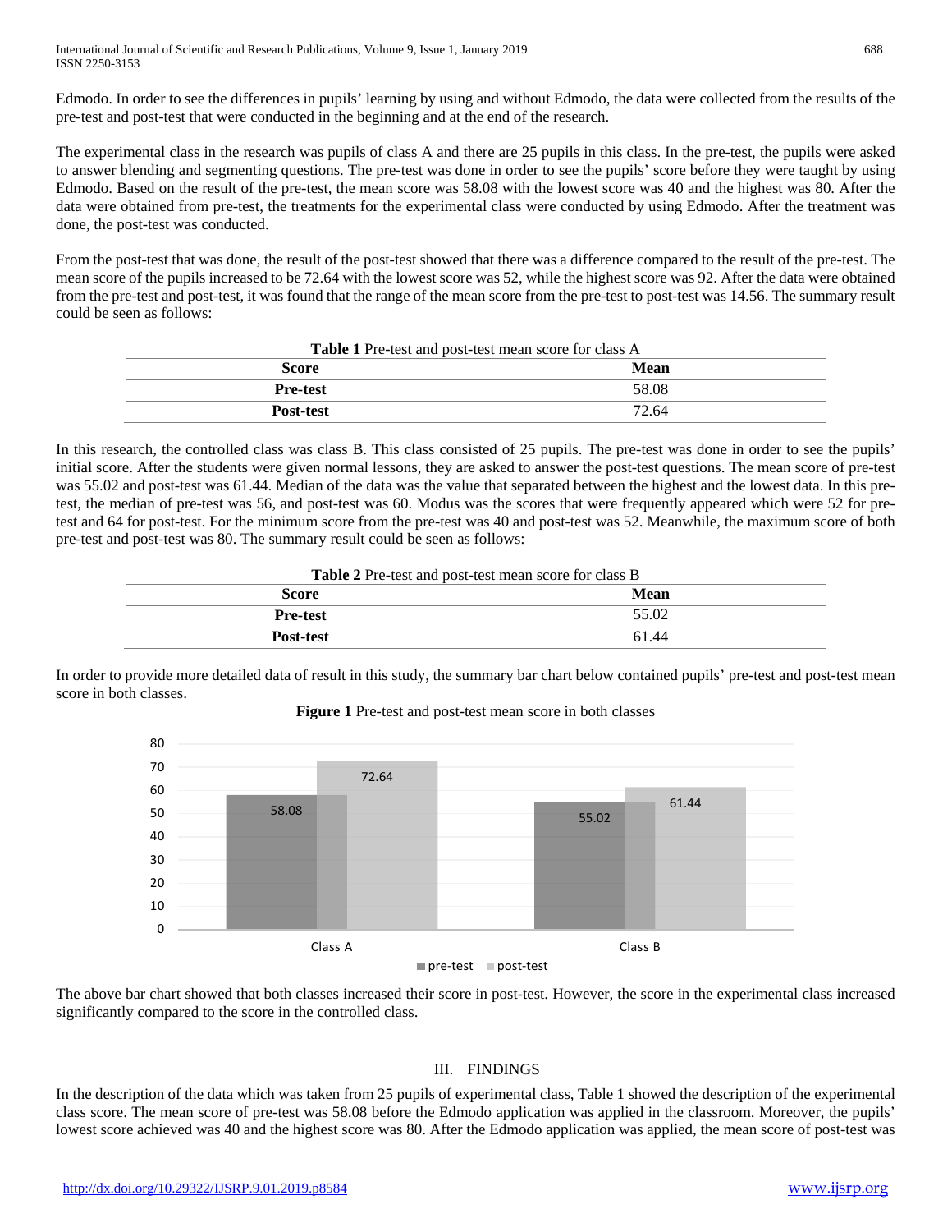Edmodo. In order to see the differences in pupils' learning by using and without Edmodo, the data were collected from the results of the pre-test and post-test that were conducted in the beginning and at the end of the research.

The experimental class in the research was pupils of class A and there are 25 pupils in this class. In the pre-test, the pupils were asked to answer blending and segmenting questions. The pre-test was done in order to see the pupils' score before they were taught by using Edmodo. Based on the result of the pre-test, the mean score was 58.08 with the lowest score was 40 and the highest was 80. After the data were obtained from pre-test, the treatments for the experimental class were conducted by using Edmodo. After the treatment was done, the post-test was conducted.

From the post-test that was done, the result of the post-test showed that there was a difference compared to the result of the pre-test. The mean score of the pupils increased to be 72.64 with the lowest score was 52, while the highest score was 92. After the data were obtained from the pre-test and post-test, it was found that the range of the mean score from the pre-test to post-test was 14.56. The summary result could be seen as follows:

**Table 1** Pre-test and post-test mean score for class A

| Score | Mean |
|---|---|
| **Pre-test** | 58.08 |
| **Post-test** | 72.64 |

In this research, the controlled class was class B. This class consisted of 25 pupils. The pre-test was done in order to see the pupils' initial score. After the students were given normal lessons, they are asked to answer the post-test questions. The mean score of pre-test was 55.02 and post-test was 61.44. Median of the data was the value that separated between the highest and the lowest data. In this pre-test, the median of pre-test was 56, and post-test was 60. Modus was the scores that were frequently appeared which were 52 for pre-test and 64 for post-test. For the minimum score from the pre-test was 40 and post-test was 52. Meanwhile, the maximum score of both pre-test and post-test was 80. The summary result could be seen as follows:

**Table 2** Pre-test and post-test mean score for class B

| Score | Mean |
|---|---|
| **Pre-test** | 55.02 |
| **Post-test** | 61.44 |

In order to provide more detailed data of result in this study, the summary bar chart below contained pupils' pre-test and post-test mean score in both classes.

**Figure 1** Pre-test and post-test mean score in both classes

| | pre-test | post-test |
|---|---|---|
| Class A | 58.08 | 72.64 |
| Class B | 55.02 | 61.44 |

The above bar chart showed that both classes increased their score in post-test. However, the score in the experimental class increased significantly compared to the score in the controlled class.

## III. FINDINGS

In the description of the data which was taken from 25 pupils of experimental class, Table 1 showed the description of the experimental class score. The mean score of pre-test was 58.08 before the Edmodo application was applied in the classroom. Moreover, the pupils' lowest score achieved was 40 and the highest score was 80. After the Edmodo application was applied, the mean score of post-test was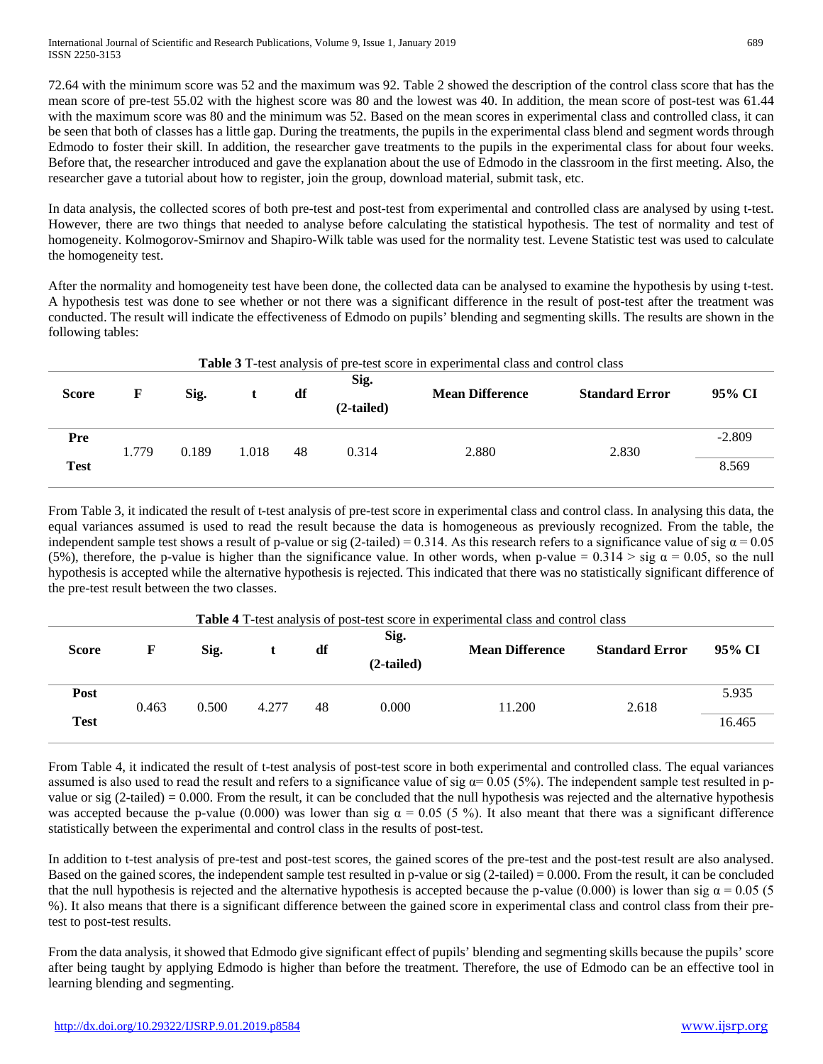72.64 with the minimum score was 52 and the maximum was 92. Table 2 showed the description of the control class score that has the mean score of pre-test 55.02 with the highest score was 80 and the lowest was 40. In addition, the mean score of post-test was 61.44 with the maximum score was 80 and the minimum was 52. Based on the mean scores in experimental class and controlled class, it can be seen that both of classes has a little gap. During the treatments, the pupils in the experimental class blend and segment words through Edmodo to foster their skill. In addition, the researcher gave treatments to the pupils in the experimental class for about four weeks. Before that, the researcher introduced and gave the explanation about the use of Edmodo in the classroom in the first meeting. Also, the researcher gave a tutorial about how to register, join the group, download material, submit task, etc.

In data analysis, the collected scores of both pre-test and post-test from experimental and controlled class are analysed by using t-test. However, there are two things that needed to analyse before calculating the statistical hypothesis. The test of normality and test of homogeneity. Kolmogorov-Smirnov and Shapiro-Wilk table was used for the normality test. Levene Statistic test was used to calculate the homogeneity test.

After the normality and homogeneity test have been done, the collected data can be analysed to examine the hypothesis by using t-test. A hypothesis test was done to see whether or not there was a significant difference in the result of post-test after the treatment was conducted. The result will indicate the effectiveness of Edmodo on pupils' blending and segmenting skills. The results are shown in the following tables:

**Table 3** T-test analysis of pre-test score in experimental class and control class

| Score | F | Sig. | t | df | Sig. (2-tailed) | Mean Difference | Standard Error | 95% CI |
|---|---|---|---|---|---|---|---|---|
| Pre Test | 1.779 | 0.189 | 1.018 | 48 | 0.314 | 2.880 | 2.830 | -2.809 |
| | | | | | | | | 8.569 |

From Table 3, it indicated the result of t-test analysis of pre-test score in experimental class and control class. In analysing this data, the equal variances assumed is used to read the result because the data is homogeneous as previously recognized. From the table, the independent sample test shows a result of p-value or sig (2-tailed) = 0.314. As this research refers to a significance value of sig $\alpha = 0.05$ (5%), therefore, the p-value is higher than the significance value. In other words, when p-value = 0.314 > sig $\alpha = 0.05$, so the null hypothesis is accepted while the alternative hypothesis is rejected. This indicated that there was no statistically significant difference of the pre-test result between the two classes.

**Table 4** T-test analysis of post-test score in experimental class and control class

| Score | F | Sig. | t | df | Sig. (2-tailed) | Mean Difference | Standard Error | 95% CI |
|---|---|---|---|---|---|---|---|---|
| Post Test | 0.463 | 0.500 | 4.277 | 48 | 0.000 | 11.200 | 2.618 | 5.935 |
| | | | | | | | | 16.465 |

From Table 4, it indicated the result of t-test analysis of post-test score in both experimental and controlled class. The equal variances assumed is also used to read the result and refers to a significance value of sig $\alpha = 0.05$ (5%). The independent sample test resulted in p-value or sig (2-tailed) = 0.000. From the result, it can be concluded that the null hypothesis was rejected and the alternative hypothesis was accepted because the p-value (0.000) was lower than sig $\alpha = 0.05$ (5 %). It also meant that there was a significant difference statistically between the experimental and control class in the results of post-test.

In addition to t-test analysis of pre-test and post-test scores, the gained scores of the pre-test and the post-test result are also analysed. Based on the gained scores, the independent sample test resulted in p-value or sig (2-tailed) = 0.000. From the result, it can be concluded that the null hypothesis is rejected and the alternative hypothesis is accepted because the p-value (0.000) is lower than sig $\alpha = 0.05$ (5 %). It also means that there is a significant difference between the gained score in experimental class and control class from their pre-test to post-test results.

From the data analysis, it showed that Edmodo give significant effect of pupils' blending and segmenting skills because the pupils' score after being taught by applying Edmodo is higher than before the treatment. Therefore, the use of Edmodo can be an effective tool in learning blending and segmenting.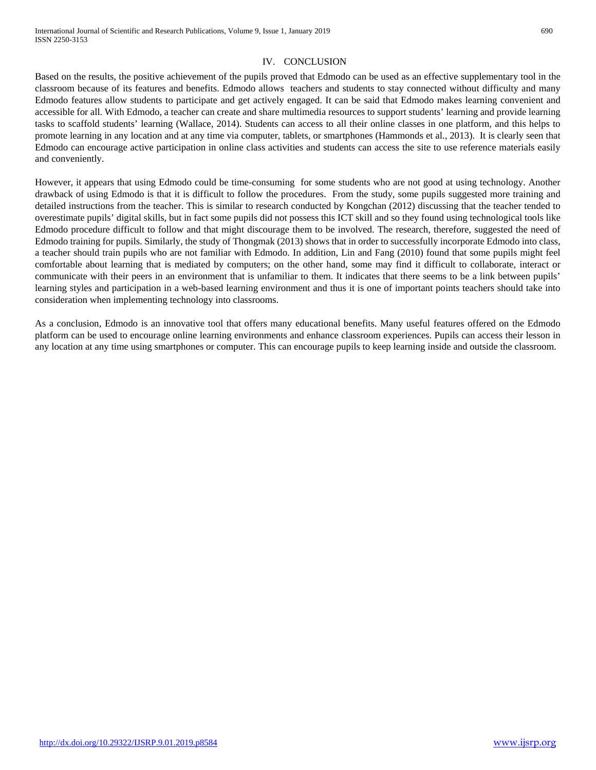## IV. CONCLUSION

Based on the results, the positive achievement of the pupils proved that Edmodo can be used as an effective supplementary tool in the classroom because of its features and benefits. Edmodo allows teachers and students to stay connected without difficulty and many Edmodo features allow students to participate and get actively engaged. It can be said that Edmodo makes learning convenient and accessible for all. With Edmodo, a teacher can create and share multimedia resources to support students' learning and provide learning tasks to scaffold students' learning (Wallace, 2014). Students can access to all their online classes in one platform, and this helps to promote learning in any location and at any time via computer, tablets, or smartphones (Hammonds et al., 2013). It is clearly seen that Edmodo can encourage active participation in online class activities and students can access the site to use reference materials easily and conveniently.

However, it appears that using Edmodo could be time-consuming for some students who are not good at using technology. Another drawback of using Edmodo is that it is difficult to follow the procedures. From the study, some pupils suggested more training and detailed instructions from the teacher. This is similar to research conducted by Kongchan (2012) discussing that the teacher tended to overestimate pupils' digital skills, but in fact some pupils did not possess this ICT skill and so they found using technological tools like Edmodo procedure difficult to follow and that might discourage them to be involved. The research, therefore, suggested the need of Edmodo training for pupils. Similarly, the study of Thongmak (2013) shows that in order to successfully incorporate Edmodo into class, a teacher should train pupils who are not familiar with Edmodo. In addition, Lin and Fang (2010) found that some pupils might feel comfortable about learning that is mediated by computers; on the other hand, some may find it difficult to collaborate, interact or communicate with their peers in an environment that is unfamiliar to them. It indicates that there seems to be a link between pupils' learning styles and participation in a web-based learning environment and thus it is one of important points teachers should take into consideration when implementing technology into classrooms.

As a conclusion, Edmodo is an innovative tool that offers many educational benefits. Many useful features offered on the Edmodo platform can be used to encourage online learning environments and enhance classroom experiences. Pupils can access their lesson in any location at any time using smartphones or computer. This can encourage pupils to keep learning inside and outside the classroom.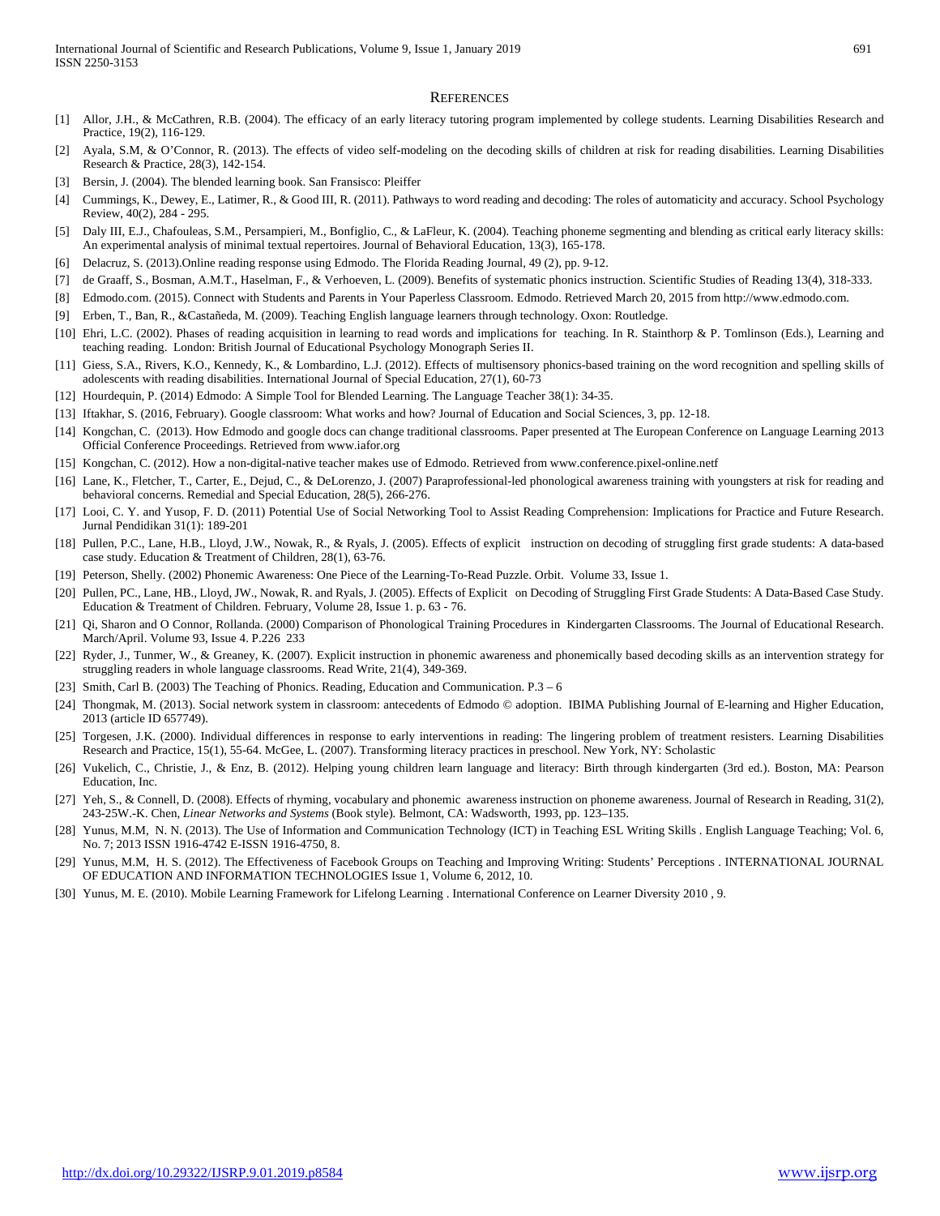## References

[1] Allor, J.H., & McCathren, R.B. (2004). The efficacy of an early literacy tutoring program implemented by college students. Learning Disabilities Research and Practice, 19(2), 116-129.

[2] Ayala, S.M, & O'Connor, R. (2013). The effects of video self-modeling on the decoding skills of children at risk for reading disabilities. Learning Disabilities Research & Practice, 28(3), 142-154.

[3] Bersin, J. (2004). The blended learning book. San Fransisco: Pleiffer

[4] Cummings, K., Dewey, E., Latimer, R., & Good III, R. (2011). Pathways to word reading and decoding: The roles of automaticity and accuracy. School Psychology Review, 40(2), 284 - 295.

[5] Daly III, E.J., Chafouleas, S.M., Persampieri, M., Bonfiglio, C., & LaFleur, K. (2004). Teaching phoneme segmenting and blending as critical early literacy skills: An experimental analysis of minimal textual repertoires. Journal of Behavioral Education, 13(3), 165-178.

[6] Delacruz, S. (2013).Online reading response using Edmodo. The Florida Reading Journal, 49 (2), pp. 9-12.

[7] de Graaff, S., Bosman, A.M.T., Haselman, F., & Verhoeven, L. (2009). Benefits of systematic phonics instruction. Scientific Studies of Reading 13(4), 318-333.

[8] Edmodo.com. (2015). Connect with Students and Parents in Your Paperless Classroom. Edmodo. Retrieved March 20, 2015 from http://www.edmodo.com.

[9] Erben, T., Ban, R., &Castañeda, M. (2009). Teaching English language learners through technology. Oxon: Routledge.

[10] Ehri, L.C. (2002). Phases of reading acquisition in learning to read words and implications for teaching. In R. Stainthorp & P. Tomlinson (Eds.), Learning and teaching reading. London: British Journal of Educational Psychology Monograph Series II.

[11] Giess, S.A., Rivers, K.O., Kennedy, K., & Lombardino, L.J. (2012). Effects of multisensory phonics-based training on the word recognition and spelling skills of adolescents with reading disabilities. International Journal of Special Education, 27(1), 60-73

[12] Hourdequin, P. (2014) Edmodo: A Simple Tool for Blended Learning. The Language Teacher 38(1): 34-35.

[13] Iftakhar, S. (2016, February). Google classroom: What works and how? Journal of Education and Social Sciences, 3, pp. 12-18.

[14] Kongchan, C. (2013). How Edmodo and google docs can change traditional classrooms. Paper presented at The European Conference on Language Learning 2013 Official Conference Proceedings. Retrieved from www.iafor.org

[15] Kongchan, C. (2012). How a non-digital-native teacher makes use of Edmodo. Retrieved from www.conference.pixel-online.netf

[16] Lane, K., Fletcher, T., Carter, E., Dejud, C., & DeLorenzo, J. (2007) Paraprofessional-led phonological awareness training with youngsters at risk for reading and behavioral concerns. Remedial and Special Education, 28(5), 266-276.

[17] Looi, C. Y. and Yusop, F. D. (2011) Potential Use of Social Networking Tool to Assist Reading Comprehension: Implications for Practice and Future Research. Jurnal Pendidikan 31(1): 189-201

[18] Pullen, P.C., Lane, H.B., Lloyd, J.W., Nowak, R., & Ryals, J. (2005). Effects of explicit instruction on decoding of struggling first grade students: A data-based case study. Education & Treatment of Children, 28(1), 63-76.

[19] Peterson, Shelly. (2002) Phonemic Awareness: One Piece of the Learning-To-Read Puzzle. Orbit. Volume 33, Issue 1.

[20] Pullen, PC., Lane, HB., Lloyd, JW., Nowak, R. and Ryals, J. (2005). Effects of Explicit on Decoding of Struggling First Grade Students: A Data-Based Case Study. Education & Treatment of Children. February, Volume 28, Issue 1. p. 63 - 76.

[21] Qi, Sharon and O Connor, Rollanda. (2000) Comparison of Phonological Training Procedures in Kindergarten Classrooms. The Journal of Educational Research. March/April. Volume 93, Issue 4. P.226 233

[22] Ryder, J., Tunmer, W., & Greaney, K. (2007). Explicit instruction in phonemic awareness and phonemically based decoding skills as an intervention strategy for struggling readers in whole language classrooms. Read Write, 21(4), 349-369.

[23] Smith, Carl B. (2003) The Teaching of Phonics. Reading, Education and Communication. P.3 – 6

[24] Thongmak, M. (2013). Social network system in classroom: antecedents of Edmodo © adoption. IBIMA Publishing Journal of E-learning and Higher Education, 2013 (article ID 657749).

[25] Torgesen, J.K. (2000). Individual differences in response to early interventions in reading: The lingering problem of treatment resisters. Learning Disabilities Research and Practice, 15(1), 55-64. McGee, L. (2007). Transforming literacy practices in preschool. New York, NY: Scholastic

[26] Vukelich, C., Christie, J., & Enz, B. (2012). Helping young children learn language and literacy: Birth through kindergarten (3rd ed.). Boston, MA: Pearson Education, Inc.

[27] Yeh, S., & Connell, D. (2008). Effects of rhyming, vocabulary and phonemic awareness instruction on phoneme awareness. Journal of Research in Reading, 31(2), 243-25W.-K. Chen, *Linear Networks and Systems* (Book style)*.* Belmont, CA: Wadsworth, 1993, pp. 123–135.

[28] Yunus, M.M, N. N. (2013). The Use of Information and Communication Technology (ICT) in Teaching ESL Writing Skills . English Language Teaching; Vol. 6, No. 7; 2013 ISSN 1916-4742 E-ISSN 1916-4750, 8.

[29] Yunus, M.M, H. S. (2012). The Effectiveness of Facebook Groups on Teaching and Improving Writing: Students' Perceptions . INTERNATIONAL JOURNAL OF EDUCATION AND INFORMATION TECHNOLOGIES Issue 1, Volume 6, 2012, 10.

[30] Yunus, M. E. (2010). Mobile Learning Framework for Lifelong Learning . International Conference on Learner Diversity 2010 , 9.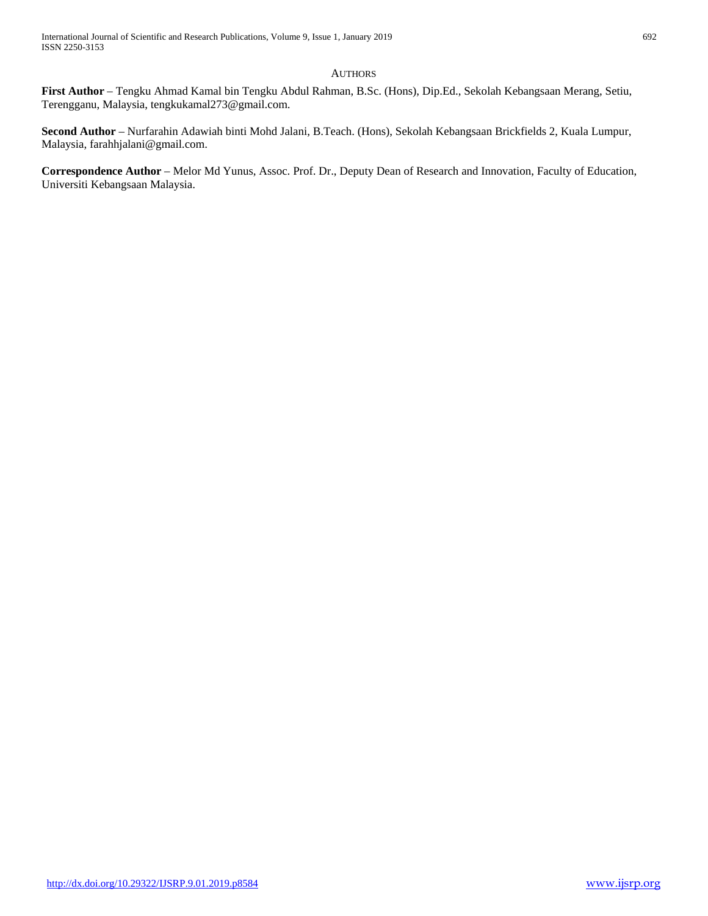## AUTHORS

**First Author** – Tengku Ahmad Kamal bin Tengku Abdul Rahman, B.Sc. (Hons), Dip.Ed., Sekolah Kebangsaan Merang, Setiu, Terengganu, Malaysia, tengkukamal273@gmail.com.

**Second Author** – Nurfarahin Adawiah binti Mohd Jalani, B.Teach. (Hons), Sekolah Kebangsaan Brickfields 2, Kuala Lumpur, Malaysia, farahhjalani@gmail.com.

**Correspondence Author** – Melor Md Yunus, Assoc. Prof. Dr., Deputy Dean of Research and Innovation, Faculty of Education, Universiti Kebangsaan Malaysia.